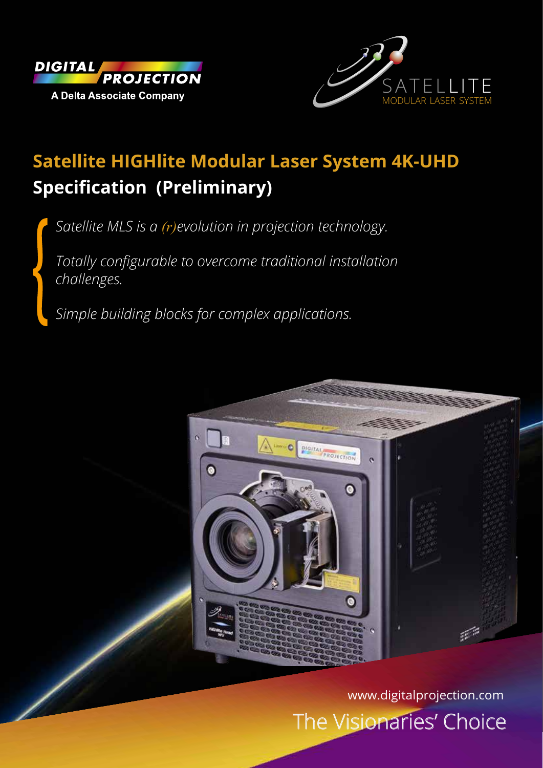DIGITAL PROJECTION

A Delta Associate Company

SATELLITE

MODULAR LASER SYSTEM

# Satellite HIGHlite Modular Laser System 4K-UHD

## Specification (Preliminary)

*Satellite MLS is a (r)evolution in projection technology.*

*Totally configurable to overcome traditional installation challenges.*

*Simple building blocks for complex applications.*

www.digitalprojection.com

The Visionaries' Choice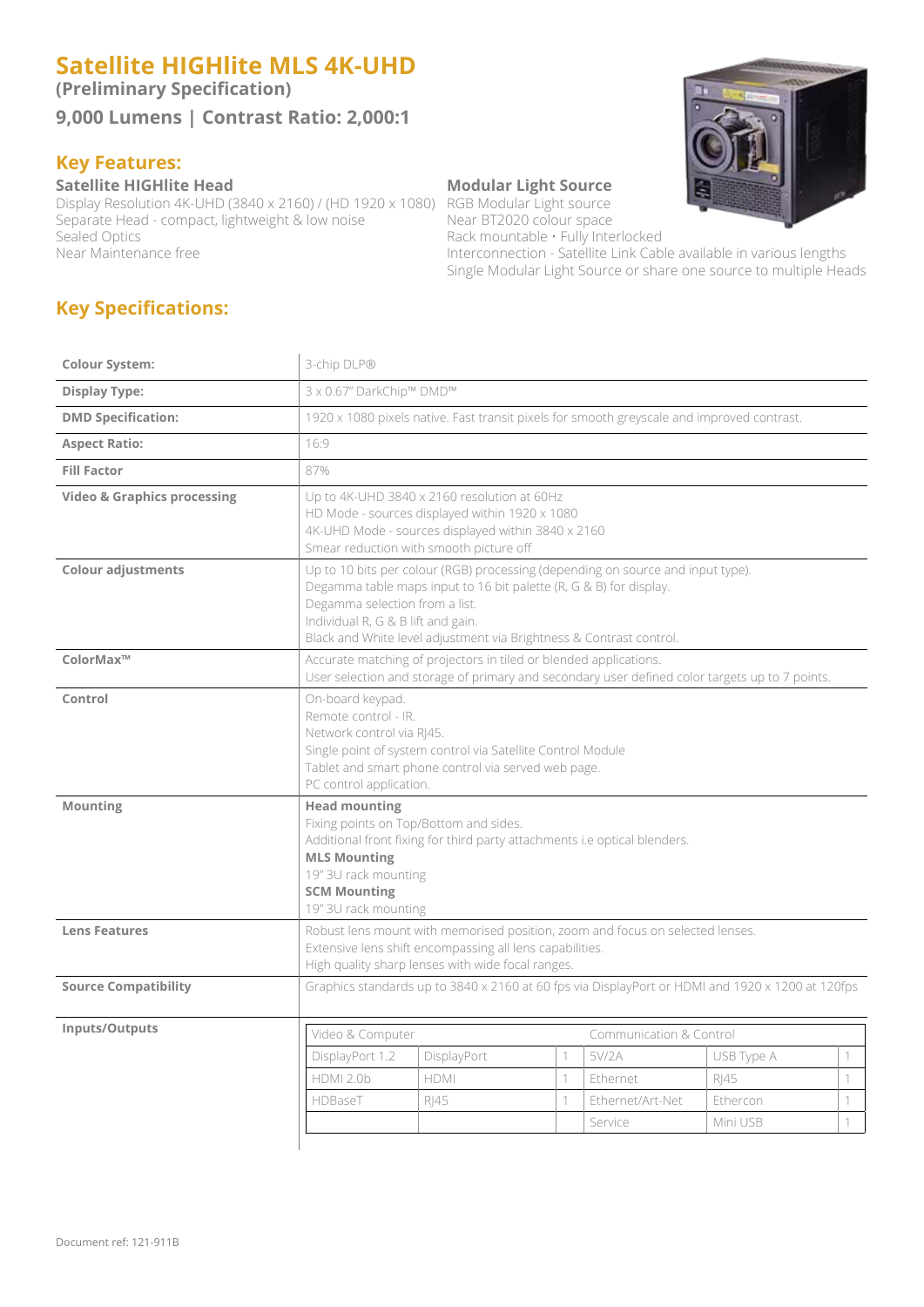# Satellite HIGHlite MLS 4K-UHD

**(Preliminary Specification)**

**9,000 Lumens | Contrast Ratio: 2,000:1**

## Key Features:

**Satellite HIGHlite Head**

Display Resolution 4K-UHD (3840 x 2160) / (HD 1920 x 1080)
Separate Head - compact, lightweight & low noise
Sealed Optics
Near Maintenance free

**Modular Light Source**

RGB Modular Light source
Near BT2020 colour space
Rack mountable • Fully Interlocked
Interconnection - Satellite Link Cable available in various lengths
Single Modular Light Source or share one source to multiple Heads

## Key Specifications:

| | |
|---|---|
| **Colour System:** | 3-chip DLP® |
| **Display Type:** | 3 x 0.67" DarkChip™ DMD™ |
| **DMD Specification:** | 1920 x 1080 pixels native. Fast transit pixels for smooth greyscale and improved contrast. |
| **Aspect Ratio:** | 16:9 |
| **Fill Factor** | 87% |
| **Video & Graphics processing** | Up to 4K-UHD 3840 x 2160 resolution at 60Hz<br>HD Mode - sources displayed within 1920 x 1080<br>4K-UHD Mode - sources displayed within 3840 x 2160<br>Smear reduction with smooth picture off |
| **Colour adjustments** | Up to 10 bits per colour (RGB) processing (depending on source and input type).<br>Degamma table maps input to 16 bit palette (R, G & B) for display.<br>Degamma selection from a list.<br>Individual R, G & B lift and gain.<br>Black and White level adjustment via Brightness & Contrast control. |
| **ColorMax™** | Accurate matching of projectors in tiled or blended applications.<br>User selection and storage of primary and secondary user defined color targets up to 7 points. |
| **Control** | On-board keypad.<br>Remote control - IR.<br>Network control via RJ45.<br>Single point of system control via Satellite Control Module<br>Tablet and smart phone control via served web page.<br>PC control application. |
| **Mounting** | **Head mounting**<br>Fixing points on Top/Bottom and sides.<br>Additional front fixing for third party attachments i.e optical blenders.<br>**MLS Mounting**<br>19" 3U rack mounting<br>**SCM Mounting**<br>19" 3U rack mounting |
| **Lens Features** | Robust lens mount with memorised position, zoom and focus on selected lenses.<br>Extensive lens shift encompassing all lens capabilities.<br>High quality sharp lenses with wide focal ranges. |
| **Source Compatibility** | Graphics standards up to 3840 x 2160 at 60 fps via DisplayPort or HDMI and 1920 x 1200 at 120fps |

**Inputs/Outputs**

| Video & Computer | | | Communication & Control | | |
|---|---|---|---|---|---|
| DisplayPort 1.2 | DisplayPort | 1 | 5V/2A | USB Type A | 1 |
| HDMI 2.0b | HDMI | 1 | Ethernet | RJ45 | 1 |
| HDBaseT | RJ45 | 1 | Ethernet/Art-Net | Ethercon | 1 |
| | | | Service | Mini USB | 1 |

Document ref: 121-911B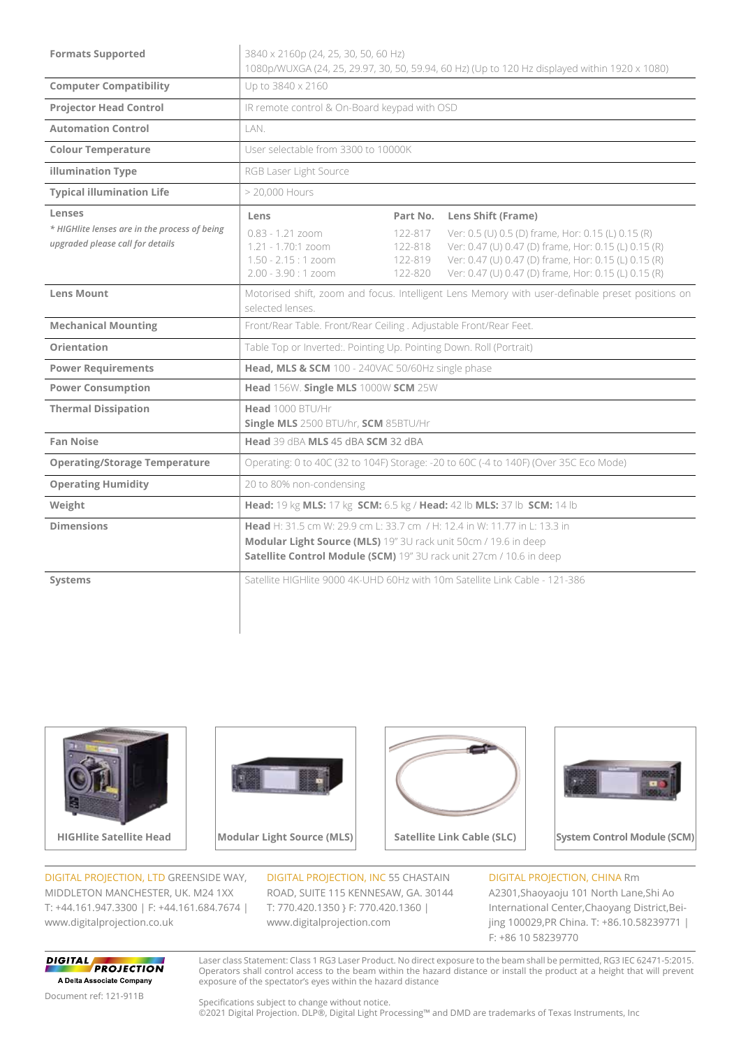| | |
|---|---|
| **Formats Supported** | 3840 x 2160p (24, 25, 30, 50, 60 Hz)<br>1080p/WUXGA (24, 25, 29.97, 30, 50, 59.94, 60 Hz) (Up to 120 Hz displayed within 1920 x 1080) |
| **Computer Compatibility** | Up to 3840 x 2160 |
| **Projector Head Control** | IR remote control & On-Board keypad with OSD |
| **Automation Control** | LAN. |
| **Colour Temperature** | User selectable from 3300 to 10000K |
| **illumination Type** | RGB Laser Light Source |
| **Typical illumination Life** | > 20,000 Hours |
| **Lenses**<br>*\* HIGHlite lenses are in the process of being upgraded please call for details* | **Lens** / **Part No.** / **Lens Shift (Frame)**<br>0.83 - 1.21 zoom / 122-817 / Ver: 0.5 (U) 0.5 (D) frame, Hor: 0.15 (L) 0.15 (R)<br>1.21 - 1.70:1 zoom / 122-818 / Ver: 0.47 (U) 0.47 (D) frame, Hor: 0.15 (L) 0.15 (R)<br>1.50 - 2.15 : 1 zoom / 122-819 / Ver: 0.47 (U) 0.47 (D) frame, Hor: 0.15 (L) 0.15 (R)<br>2.00 - 3.90 : 1 zoom / 122-820 / Ver: 0.47 (U) 0.47 (D) frame, Hor: 0.15 (L) 0.15 (R) |
| **Lens Mount** | Motorised shift, zoom and focus. Intelligent Lens Memory with user-definable preset positions on selected lenses. |
| **Mechanical Mounting** | Front/Rear Table. Front/Rear Ceiling . Adjustable Front/Rear Feet. |
| **Orientation** | Table Top or Inverted:. Pointing Up. Pointing Down. Roll (Portrait) |
| **Power Requirements** | **Head, MLS & SCM** 100 - 240VAC 50/60Hz single phase |
| **Power Consumption** | **Head** 156W. **Single MLS** 1000W **SCM** 25W |
| **Thermal Dissipation** | **Head** 1000 BTU/Hr<br>**Single MLS** 2500 BTU/hr, **SCM** 85BTU/Hr |
| **Fan Noise** | **Head** 39 dBA **MLS** 45 dBA **SCM** 32 dBA |
| **Operating/Storage Temperature** | Operating: 0 to 40C (32 to 104F) Storage: -20 to 60C (-4 to 140F) (Over 35C Eco Mode) |
| **Operating Humidity** | 20 to 80% non-condensing |
| **Weight** | **Head:** 19 kg **MLS:** 17 kg **SCM:** 6.5 kg / **Head:** 42 lb **MLS:** 37 lb **SCM:** 14 lb |
| **Dimensions** | **Head** H: 31.5 cm W: 29.9 cm L: 33.7 cm / H: 12.4 in W: 11.77 in L: 13.3 in<br>**Modular Light Source (MLS)** 19" 3U rack unit 50cm / 19.6 in deep<br>**Satellite Control Module (SCM)** 19" 3U rack unit 27cm / 10.6 in deep |
| **Systems** | Satellite HIGHlite 9000 4K-UHD 60Hz with 10m Satellite Link Cable - 121-386 |

**HIGHlite Satellite Head**

**Modular Light Source (MLS)**

**Satellite Link Cable (SLC)**

**System Control Module (SCM)**

DIGITAL PROJECTION, LTD GREENSIDE WAY, MIDDLETON MANCHESTER, UK. M24 1XX T: +44.161.947.3300 | F: +44.161.684.7674 | www.digitalprojection.co.uk

DIGITAL PROJECTION, INC 55 CHASTAIN ROAD, SUITE 115 KENNESAW, GA. 30144 T: 770.420.1350 } F: 770.420.1360 | www.digitalprojection.com

DIGITAL PROJECTION, CHINA Rm A2301,Shaoyaoju 101 North Lane,Shi Ao International Center,Chaoyang District,Beijing 100029,PR China. T: +86.10.58239771 | F: +86 10 58239770

DIGITAL PROJECTION
A Delta Associate Company

Document ref: 121-911B

Laser class Statement: Class 1 RG3 Laser Product. No direct exposure to the beam shall be permitted, RG3 IEC 62471-5:2015. Operators shall control access to the beam within the hazard distance or install the product at a height that will prevent exposure of the spectator's eyes within the hazard distance

Specifications subject to change without notice.
©2021 Digital Projection. DLP®, Digital Light Processing™ and DMD are trademarks of Texas Instruments, Inc